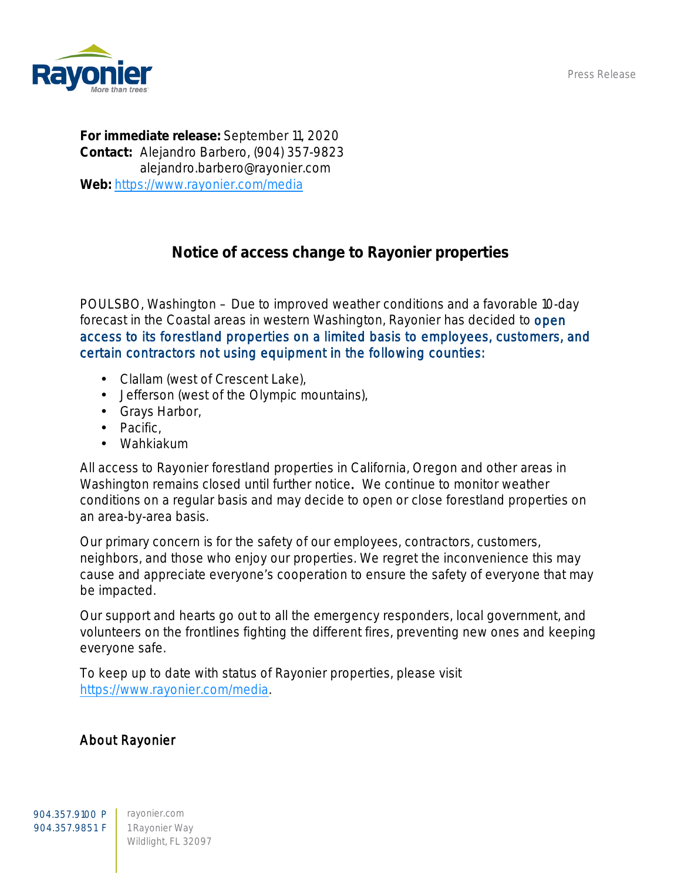Press Release

**For immediate release:** September 11, 2020
**Contact:** Alejandro Barbero, (904) 357-9823
alejandro.barbero@rayonier.com
**Web:** https://www.rayonier.com/media

# Notice of access change to Rayonier properties

POULSBO, Washington – Due to improved weather conditions and a favorable 10-day forecast in the Coastal areas in western Washington, Rayonier has decided to open access to its forestland properties on a limited basis to employees, customers, and certain contractors not using equipment in the following counties:

- Clallam (west of Crescent Lake),
- Jefferson (west of the Olympic mountains),
- Grays Harbor,
- Pacific,
- Wahkiakum

All access to Rayonier forestland properties in California, Oregon and other areas in Washington remains closed until further notice. We continue to monitor weather conditions on a regular basis and may decide to open or close forestland properties on an area-by-area basis.

Our primary concern is for the safety of our employees, contractors, customers, neighbors, and those who enjoy our properties. We regret the inconvenience this may cause and appreciate everyone's cooperation to ensure the safety of everyone that may be impacted.

Our support and hearts go out to all the emergency responders, local government, and volunteers on the frontlines fighting the different fires, preventing new ones and keeping everyone safe.

To keep up to date with status of Rayonier properties, please visit https://www.rayonier.com/media.

## About Rayonier

904.357.9100 P
904.357.9851 F

rayonier.com
1 Rayonier Way
Wildlight, FL 32097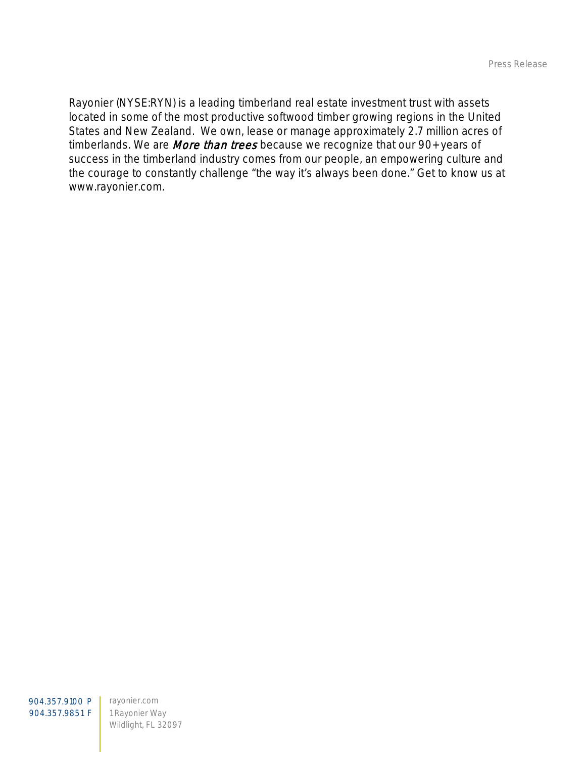Rayonier (NYSE:RYN) is a leading timberland real estate investment trust with assets located in some of the most productive softwood timber growing regions in the United States and New Zealand. We own, lease or manage approximately 2.7 million acres of timberlands. We are *More than trees* because we recognize that our 90+ years of success in the timberland industry comes from our people, an empowering culture and the courage to constantly challenge “the way it’s always been done.” Get to know us at www.rayonier.com.